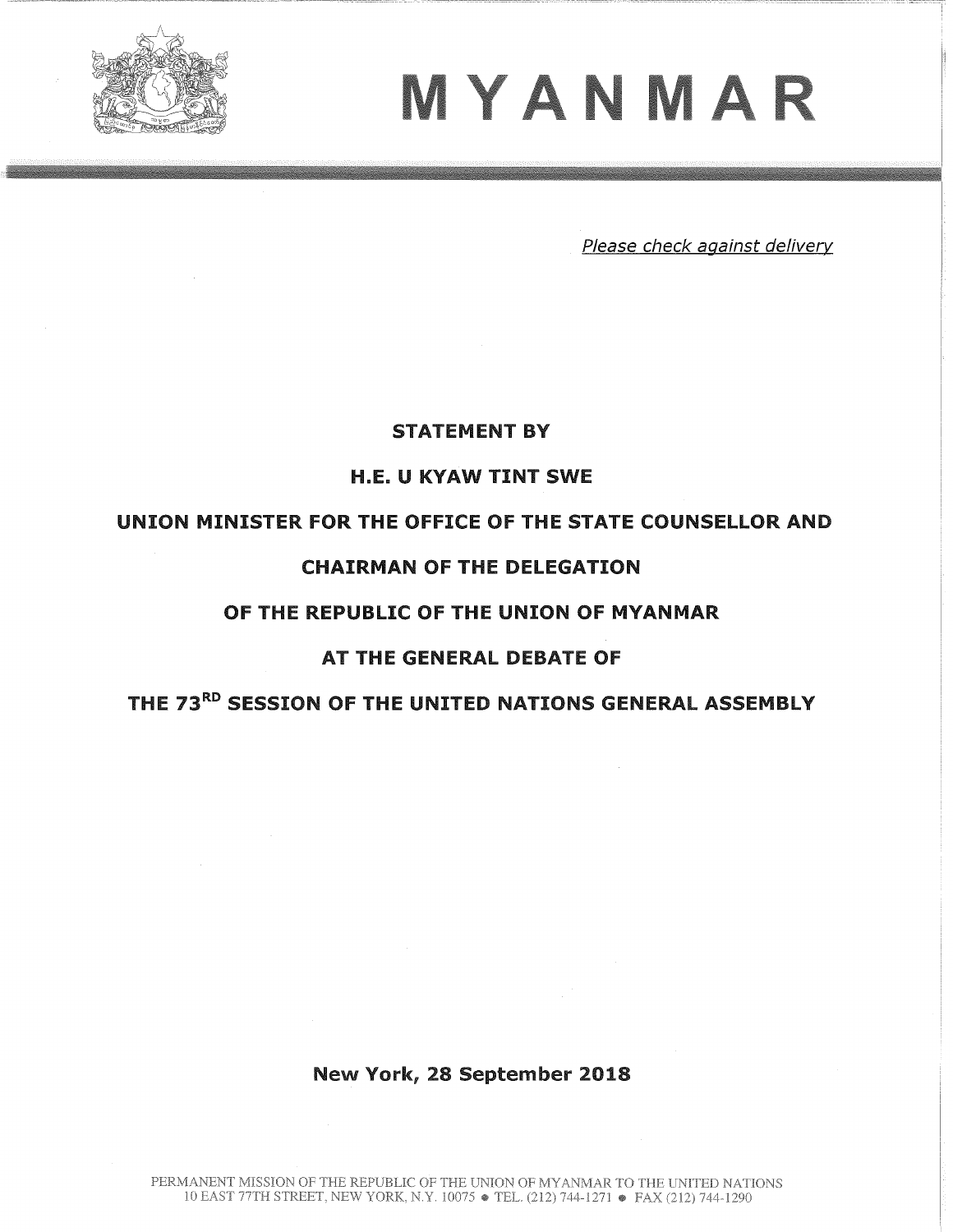# MYANMAR

*Please check against delivery*

**STATEMENT BY**

**H.E. U KYAW TINT SWE**

**UNION MINISTER FOR THE OFFICE OF THE STATE COUNSELLOR AND**

**CHAIRMAN OF THE DELEGATION**

**OF THE REPUBLIC OF THE UNION OF MYANMAR**

**AT THE GENERAL DEBATE OF**

**THE 73RD SESSION OF THE UNITED NATIONS GENERAL ASSEMBLY**

**New York, 28 September 2018**

PERMANENT MISSION OF THE REPUBLIC OF THE UNION OF MYANMAR TO THE UNITED NATIONS
10 EAST 77TH STREET, NEW YORK, N.Y. 10075 • TEL. (212) 744-1271 • FAX (212) 744-1290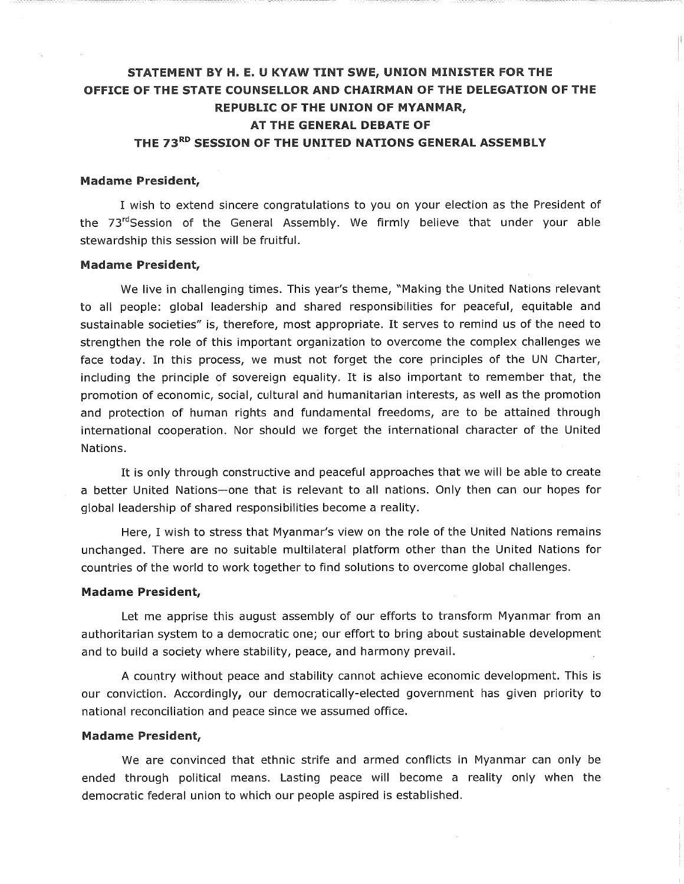**STATEMENT BY H. E. U KYAW TINT SWE, UNION MINISTER FOR THE OFFICE OF THE STATE COUNSELLOR AND CHAIRMAN OF THE DELEGATION OF THE REPUBLIC OF THE UNION OF MYANMAR, AT THE GENERAL DEBATE OF THE 73RD SESSION OF THE UNITED NATIONS GENERAL ASSEMBLY**

**Madame President,**

I wish to extend sincere congratulations to you on your election as the President of the 73rdSession of the General Assembly. We firmly believe that under your able stewardship this session will be fruitful.

**Madame President,**

We live in challenging times. This year's theme, "Making the United Nations relevant to all people: global leadership and shared responsibilities for peaceful, equitable and sustainable societies" is, therefore, most appropriate. It serves to remind us of the need to strengthen the role of this important organization to overcome the complex challenges we face today. In this process, we must not forget the core principles of the UN Charter, including the principle of sovereign equality. It is also important to remember that, the promotion of economic, social, cultural and humanitarian interests, as well as the promotion and protection of human rights and fundamental freedoms, are to be attained through international cooperation. Nor should we forget the international character of the United Nations.

It is only through constructive and peaceful approaches that we will be able to create a better United Nations—one that is relevant to all nations. Only then can our hopes for global leadership of shared responsibilities become a reality.

Here, I wish to stress that Myanmar's view on the role of the United Nations remains unchanged. There are no suitable multilateral platform other than the United Nations for countries of the world to work together to find solutions to overcome global challenges.

**Madame President,**

Let me apprise this august assembly of our efforts to transform Myanmar from an authoritarian system to a democratic one; our effort to bring about sustainable development and to build a society where stability, peace, and harmony prevail.

A country without peace and stability cannot achieve economic development. This is our conviction. Accordingly, our democratically-elected government has given priority to national reconciliation and peace since we assumed office.

**Madame President,**

We are convinced that ethnic strife and armed conflicts in Myanmar can only be ended through political means. Lasting peace will become a reality only when the democratic federal union to which our people aspired is established.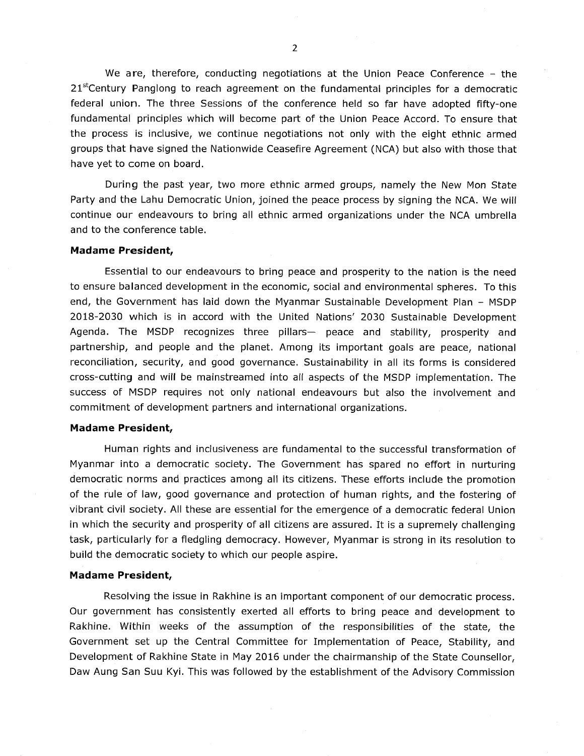We are, therefore, conducting negotiations at the Union Peace Conference – the 21stCentury Panglong to reach agreement on the fundamental principles for a democratic federal union. The three Sessions of the conference held so far have adopted fifty-one fundamental principles which will become part of the Union Peace Accord. To ensure that the process is inclusive, we continue negotiations not only with the eight ethnic armed groups that have signed the Nationwide Ceasefire Agreement (NCA) but also with those that have yet to come on board.

During the past year, two more ethnic armed groups, namely the New Mon State Party and the Lahu Democratic Union, joined the peace process by signing the NCA. We will continue our endeavours to bring all ethnic armed organizations under the NCA umbrella and to the conference table.

**Madame President,**

Essential to our endeavours to bring peace and prosperity to the nation is the need to ensure balanced development in the economic, social and environmental spheres. To this end, the Government has laid down the Myanmar Sustainable Development Plan – MSDP 2018-2030 which is in accord with the United Nations' 2030 Sustainable Development Agenda. The MSDP recognizes three pillars— peace and stability, prosperity and partnership, and people and the planet. Among its important goals are peace, national reconciliation, security, and good governance. Sustainability in all its forms is considered cross-cutting and will be mainstreamed into all aspects of the MSDP implementation. The success of MSDP requires not only national endeavours but also the involvement and commitment of development partners and international organizations.

**Madame President,**

Human rights and inclusiveness are fundamental to the successful transformation of Myanmar into a democratic society. The Government has spared no effort in nurturing democratic norms and practices among all its citizens. These efforts include the promotion of the rule of law, good governance and protection of human rights, and the fostering of vibrant civil society. All these are essential for the emergence of a democratic federal Union in which the security and prosperity of all citizens are assured. It is a supremely challenging task, particularly for a fledgling democracy. However, Myanmar is strong in its resolution to build the democratic society to which our people aspire.

**Madame President,**

Resolving the issue in Rakhine is an important component of our democratic process. Our government has consistently exerted all efforts to bring peace and development to Rakhine. Within weeks of the assumption of the responsibilities of the state, the Government set up the Central Committee for Implementation of Peace, Stability, and Development of Rakhine State in May 2016 under the chairmanship of the State Counsellor, Daw Aung San Suu Kyi. This was followed by the establishment of the Advisory Commission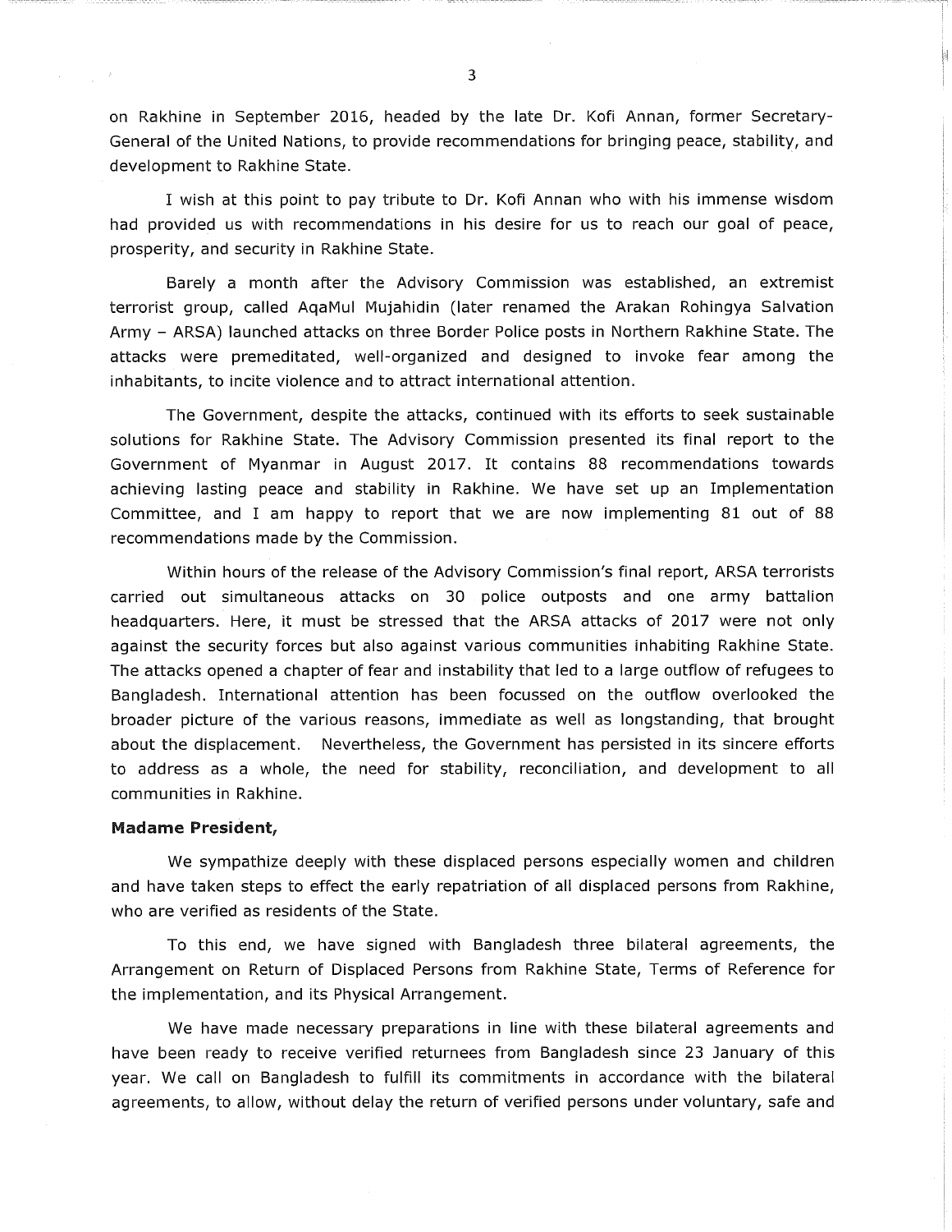on Rakhine in September 2016, headed by the late Dr. Kofi Annan, former Secretary-General of the United Nations, to provide recommendations for bringing peace, stability, and development to Rakhine State.

I wish at this point to pay tribute to Dr. Kofi Annan who with his immense wisdom had provided us with recommendations in his desire for us to reach our goal of peace, prosperity, and security in Rakhine State.

Barely a month after the Advisory Commission was established, an extremist terrorist group, called AqaMul Mujahidin (later renamed the Arakan Rohingya Salvation Army – ARSA) launched attacks on three Border Police posts in Northern Rakhine State. The attacks were premeditated, well-organized and designed to invoke fear among the inhabitants, to incite violence and to attract international attention.

The Government, despite the attacks, continued with its efforts to seek sustainable solutions for Rakhine State. The Advisory Commission presented its final report to the Government of Myanmar in August 2017. It contains 88 recommendations towards achieving lasting peace and stability in Rakhine. We have set up an Implementation Committee, and I am happy to report that we are now implementing 81 out of 88 recommendations made by the Commission.

Within hours of the release of the Advisory Commission's final report, ARSA terrorists carried out simultaneous attacks on 30 police outposts and one army battalion headquarters. Here, it must be stressed that the ARSA attacks of 2017 were not only against the security forces but also against various communities inhabiting Rakhine State. The attacks opened a chapter of fear and instability that led to a large outflow of refugees to Bangladesh. International attention has been focussed on the outflow overlooked the broader picture of the various reasons, immediate as well as longstanding, that brought about the displacement. Nevertheless, the Government has persisted in its sincere efforts to address as a whole, the need for stability, reconciliation, and development to all communities in Rakhine.

**Madame President,**

We sympathize deeply with these displaced persons especially women and children and have taken steps to effect the early repatriation of all displaced persons from Rakhine, who are verified as residents of the State.

To this end, we have signed with Bangladesh three bilateral agreements, the Arrangement on Return of Displaced Persons from Rakhine State, Terms of Reference for the implementation, and its Physical Arrangement.

We have made necessary preparations in line with these bilateral agreements and have been ready to receive verified returnees from Bangladesh since 23 January of this year. We call on Bangladesh to fulfill its commitments in accordance with the bilateral agreements, to allow, without delay the return of verified persons under voluntary, safe and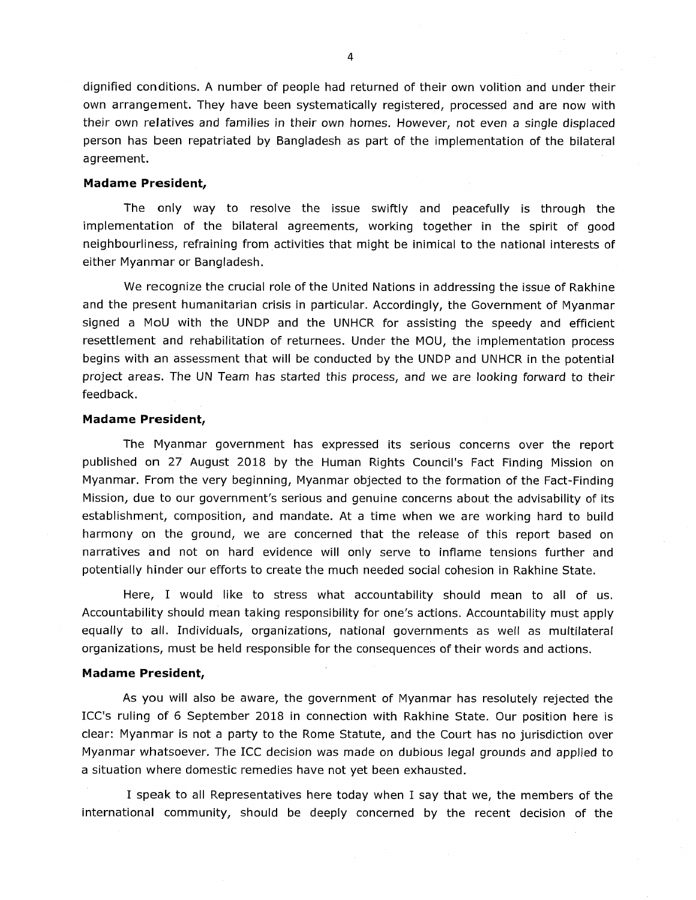dignified conditions. A number of people had returned of their own volition and under their own arrangement. They have been systematically registered, processed and are now with their own relatives and families in their own homes. However, not even a single displaced person has been repatriated by Bangladesh as part of the implementation of the bilateral agreement.

**Madame President,**

The only way to resolve the issue swiftly and peacefully is through the implementation of the bilateral agreements, working together in the spirit of good neighbourliness, refraining from activities that might be inimical to the national interests of either Myanmar or Bangladesh.

We recognize the crucial role of the United Nations in addressing the issue of Rakhine and the present humanitarian crisis in particular. Accordingly, the Government of Myanmar signed a MoU with the UNDP and the UNHCR for assisting the speedy and efficient resettlement and rehabilitation of returnees. Under the MOU, the implementation process begins with an assessment that will be conducted by the UNDP and UNHCR in the potential project areas. The UN Team has started this process, and we are looking forward to their feedback.

**Madame President,**

The Myanmar government has expressed its serious concerns over the report published on 27 August 2018 by the Human Rights Council's Fact Finding Mission on Myanmar. From the very beginning, Myanmar objected to the formation of the Fact-Finding Mission, due to our government's serious and genuine concerns about the advisability of its establishment, composition, and mandate. At a time when we are working hard to build harmony on the ground, we are concerned that the release of this report based on narratives and not on hard evidence will only serve to inflame tensions further and potentially hinder our efforts to create the much needed social cohesion in Rakhine State.

Here, I would like to stress what accountability should mean to all of us. Accountability should mean taking responsibility for one's actions. Accountability must apply equally to all. Individuals, organizations, national governments as well as multilateral organizations, must be held responsible for the consequences of their words and actions.

**Madame President,**

As you will also be aware, the government of Myanmar has resolutely rejected the ICC's ruling of 6 September 2018 in connection with Rakhine State. Our position here is clear: Myanmar is not a party to the Rome Statute, and the Court has no jurisdiction over Myanmar whatsoever. The ICC decision was made on dubious legal grounds and applied to a situation where domestic remedies have not yet been exhausted.

I speak to all Representatives here today when I say that we, the members of the international community, should be deeply concerned by the recent decision of the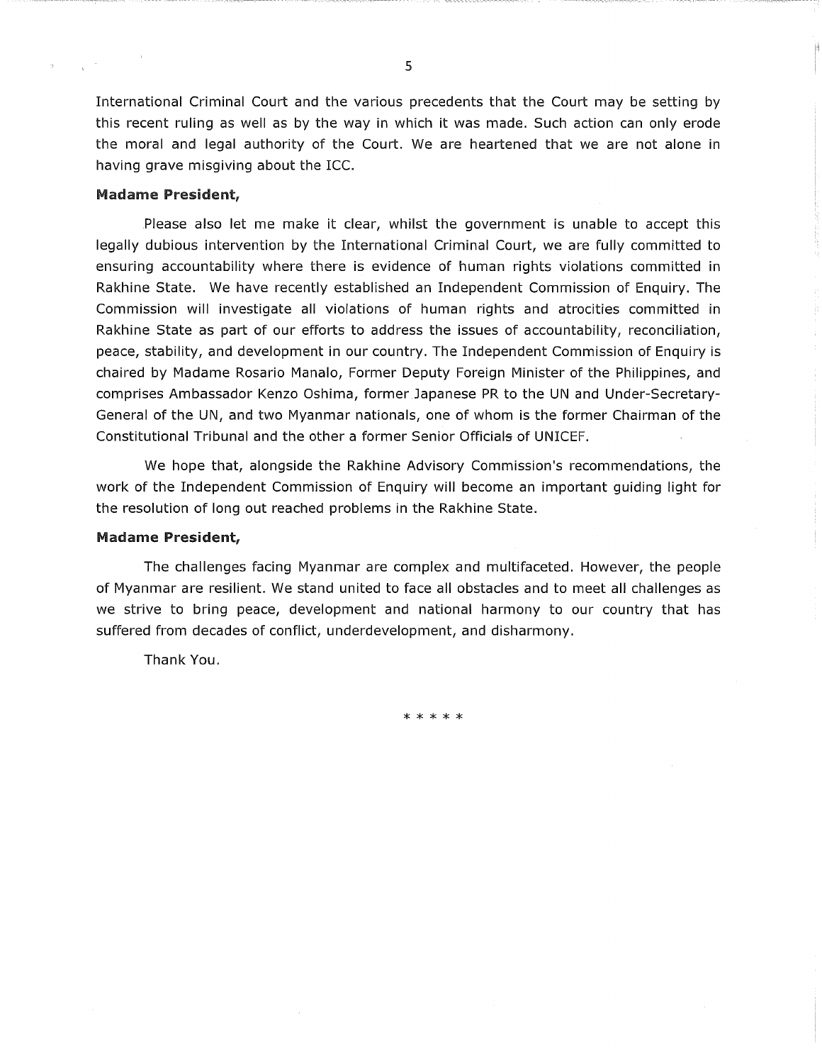International Criminal Court and the various precedents that the Court may be setting by this recent ruling as well as by the way in which it was made. Such action can only erode the moral and legal authority of the Court. We are heartened that we are not alone in having grave misgiving about the ICC.

**Madame President,**

Please also let me make it clear, whilst the government is unable to accept this legally dubious intervention by the International Criminal Court, we are fully committed to ensuring accountability where there is evidence of human rights violations committed in Rakhine State. We have recently established an Independent Commission of Enquiry. The Commission will investigate all violations of human rights and atrocities committed in Rakhine State as part of our efforts to address the issues of accountability, reconciliation, peace, stability, and development in our country. The Independent Commission of Enquiry is chaired by Madame Rosario Manalo, Former Deputy Foreign Minister of the Philippines, and comprises Ambassador Kenzo Oshima, former Japanese PR to the UN and Under-Secretary-General of the UN, and two Myanmar nationals, one of whom is the former Chairman of the Constitutional Tribunal and the other a former Senior Officials of UNICEF.

We hope that, alongside the Rakhine Advisory Commission's recommendations, the work of the Independent Commission of Enquiry will become an important guiding light for the resolution of long out reached problems in the Rakhine State.

**Madame President,**

The challenges facing Myanmar are complex and multifaceted. However, the people of Myanmar are resilient. We stand united to face all obstacles and to meet all challenges as we strive to bring peace, development and national harmony to our country that has suffered from decades of conflict, underdevelopment, and disharmony.

Thank You.

* * * * *